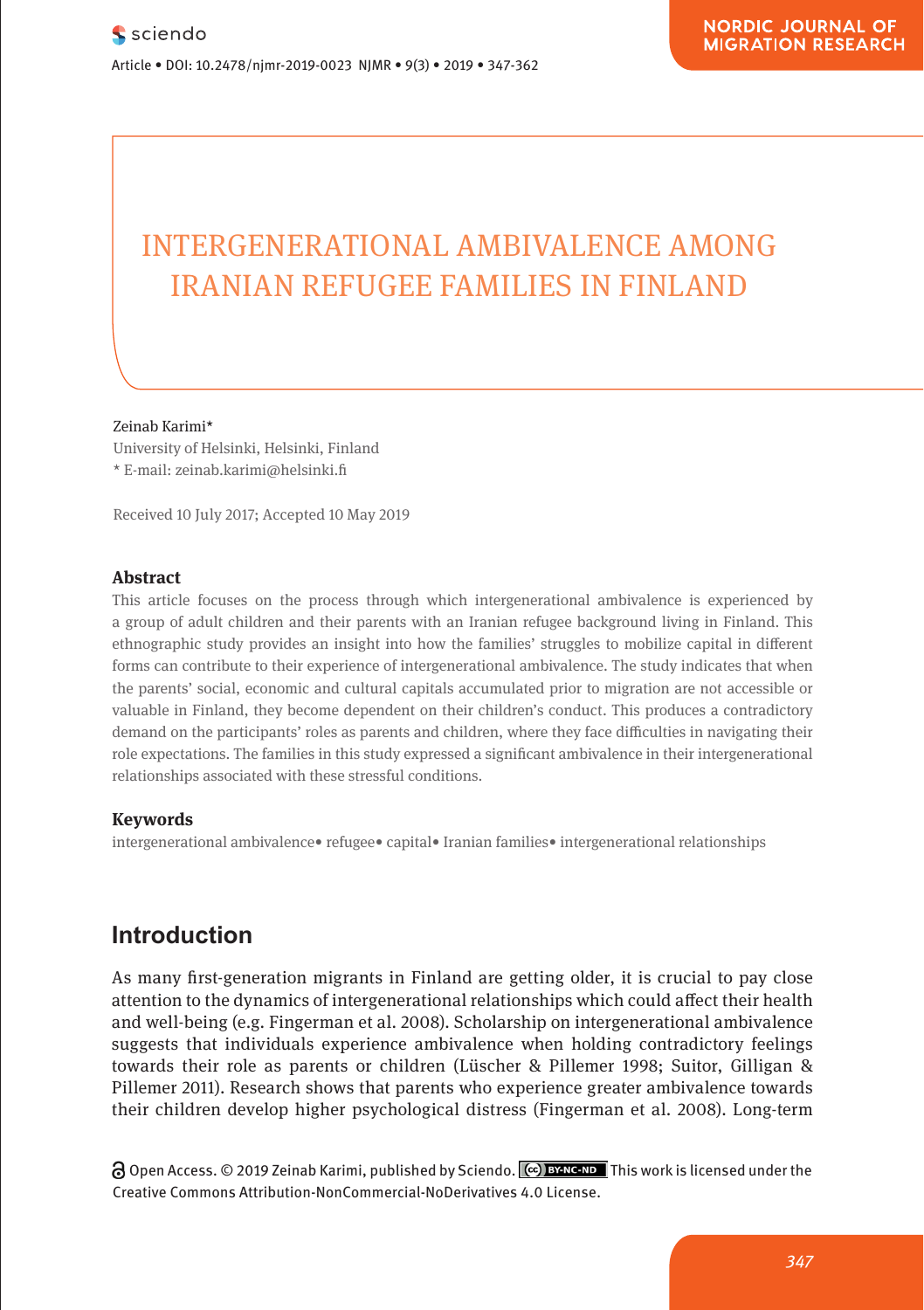# INTERGENERATIONAL AMBIVALENCE AMONG IRANIAN REFUGEE FAMILIES IN FINLAND

Zeinab Karimi*

University of Helsinki, Helsinki, Finland

* E-mail: zeinab.karimi@helsinki.fi

Received 10 July 2017; Accepted 10 May 2019

## Abstract

This article focuses on the process through which intergenerational ambivalence is experienced by a group of adult children and their parents with an Iranian refugee background living in Finland. This ethnographic study provides an insight into how the families' struggles to mobilize capital in different forms can contribute to their experience of intergenerational ambivalence. The study indicates that when the parents' social, economic and cultural capitals accumulated prior to migration are not accessible or valuable in Finland, they become dependent on their children's conduct. This produces a contradictory demand on the participants' roles as parents and children, where they face difficulties in navigating their role expectations. The families in this study expressed a significant ambivalence in their intergenerational relationships associated with these stressful conditions.

## Keywords

intergenerational ambivalence• refugee• capital• Iranian families• intergenerational relationships

## Introduction

As many first-generation migrants in Finland are getting older, it is crucial to pay close attention to the dynamics of intergenerational relationships which could affect their health and well-being (e.g. Fingerman et al. 2008). Scholarship on intergenerational ambivalence suggests that individuals experience ambivalence when holding contradictory feelings towards their role as parents or children (Lüscher & Pillemer 1998; Suitor, Gilligan & Pillemer 2011). Research shows that parents who experience greater ambivalence towards their children develop higher psychological distress (Fingerman et al. 2008). Long-term

Open Access. © 2019 Zeinab Karimi, published by Sciendo. This work is licensed under the Creative Commons Attribution-NonCommercial-NoDerivatives 4.0 License.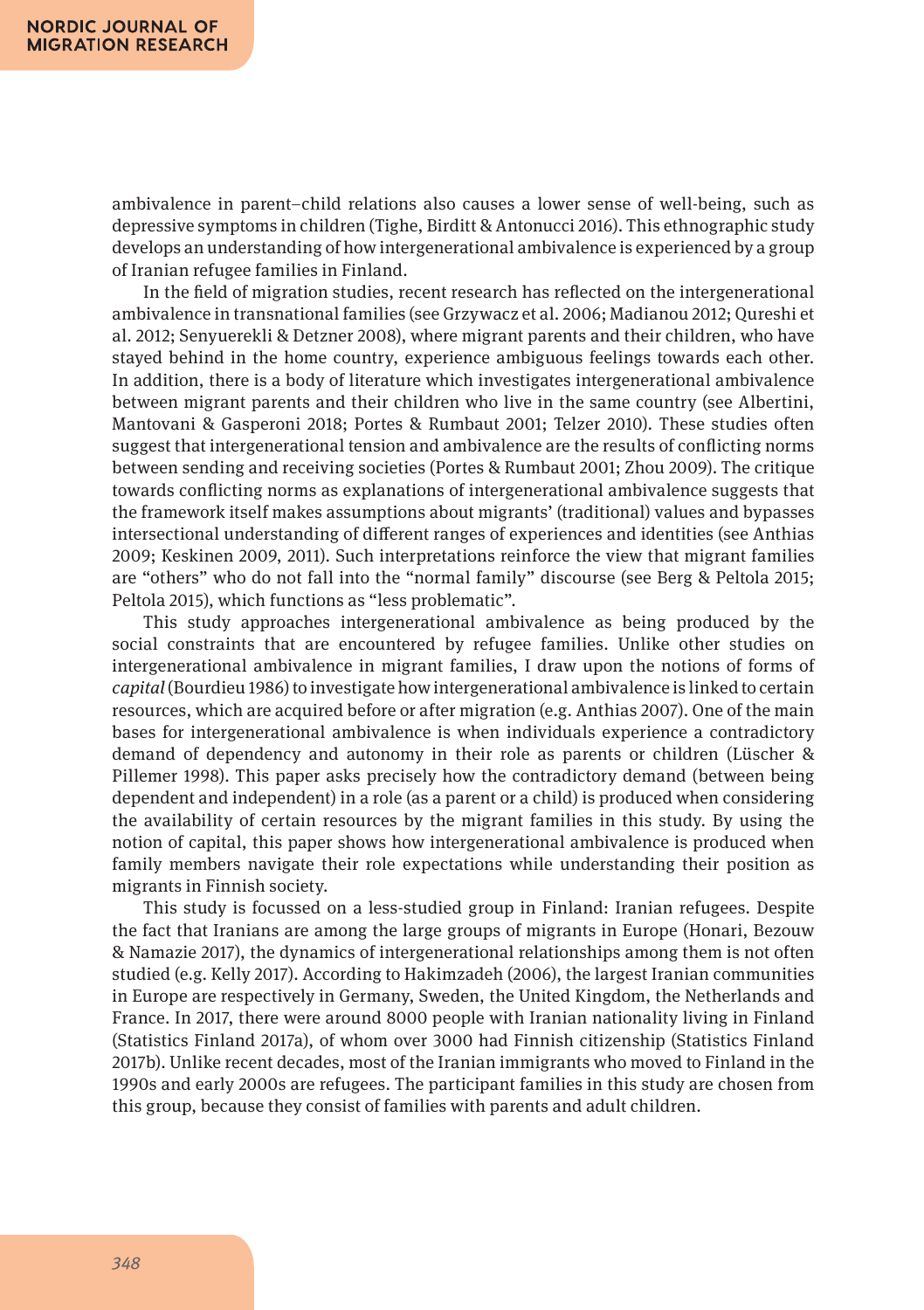ambivalence in parent–child relations also causes a lower sense of well-being, such as depressive symptoms in children (Tighe, Birditt & Antonucci 2016). This ethnographic study develops an understanding of how intergenerational ambivalence is experienced by a group of Iranian refugee families in Finland.

In the field of migration studies, recent research has reflected on the intergenerational ambivalence in transnational families (see Grzywacz et al. 2006; Madianou 2012; Qureshi et al. 2012; Senyuerekli & Detzner 2008), where migrant parents and their children, who have stayed behind in the home country, experience ambiguous feelings towards each other. In addition, there is a body of literature which investigates intergenerational ambivalence between migrant parents and their children who live in the same country (see Albertini, Mantovani & Gasperoni 2018; Portes & Rumbaut 2001; Telzer 2010). These studies often suggest that intergenerational tension and ambivalence are the results of conflicting norms between sending and receiving societies (Portes & Rumbaut 2001; Zhou 2009). The critique towards conflicting norms as explanations of intergenerational ambivalence suggests that the framework itself makes assumptions about migrants' (traditional) values and bypasses intersectional understanding of different ranges of experiences and identities (see Anthias 2009; Keskinen 2009, 2011). Such interpretations reinforce the view that migrant families are "others" who do not fall into the "normal family" discourse (see Berg & Peltola 2015; Peltola 2015), which functions as "less problematic".

This study approaches intergenerational ambivalence as being produced by the social constraints that are encountered by refugee families. Unlike other studies on intergenerational ambivalence in migrant families, I draw upon the notions of forms of *capital* (Bourdieu 1986) to investigate how intergenerational ambivalence is linked to certain resources, which are acquired before or after migration (e.g. Anthias 2007). One of the main bases for intergenerational ambivalence is when individuals experience a contradictory demand of dependency and autonomy in their role as parents or children (Lüscher & Pillemer 1998). This paper asks precisely how the contradictory demand (between being dependent and independent) in a role (as a parent or a child) is produced when considering the availability of certain resources by the migrant families in this study. By using the notion of capital, this paper shows how intergenerational ambivalence is produced when family members navigate their role expectations while understanding their position as migrants in Finnish society.

This study is focussed on a less-studied group in Finland: Iranian refugees. Despite the fact that Iranians are among the large groups of migrants in Europe (Honari, Bezouw & Namazie 2017), the dynamics of intergenerational relationships among them is not often studied (e.g. Kelly 2017). According to Hakimzadeh (2006), the largest Iranian communities in Europe are respectively in Germany, Sweden, the United Kingdom, the Netherlands and France. In 2017, there were around 8000 people with Iranian nationality living in Finland (Statistics Finland 2017a), of whom over 3000 had Finnish citizenship (Statistics Finland 2017b). Unlike recent decades, most of the Iranian immigrants who moved to Finland in the 1990s and early 2000s are refugees. The participant families in this study are chosen from this group, because they consist of families with parents and adult children.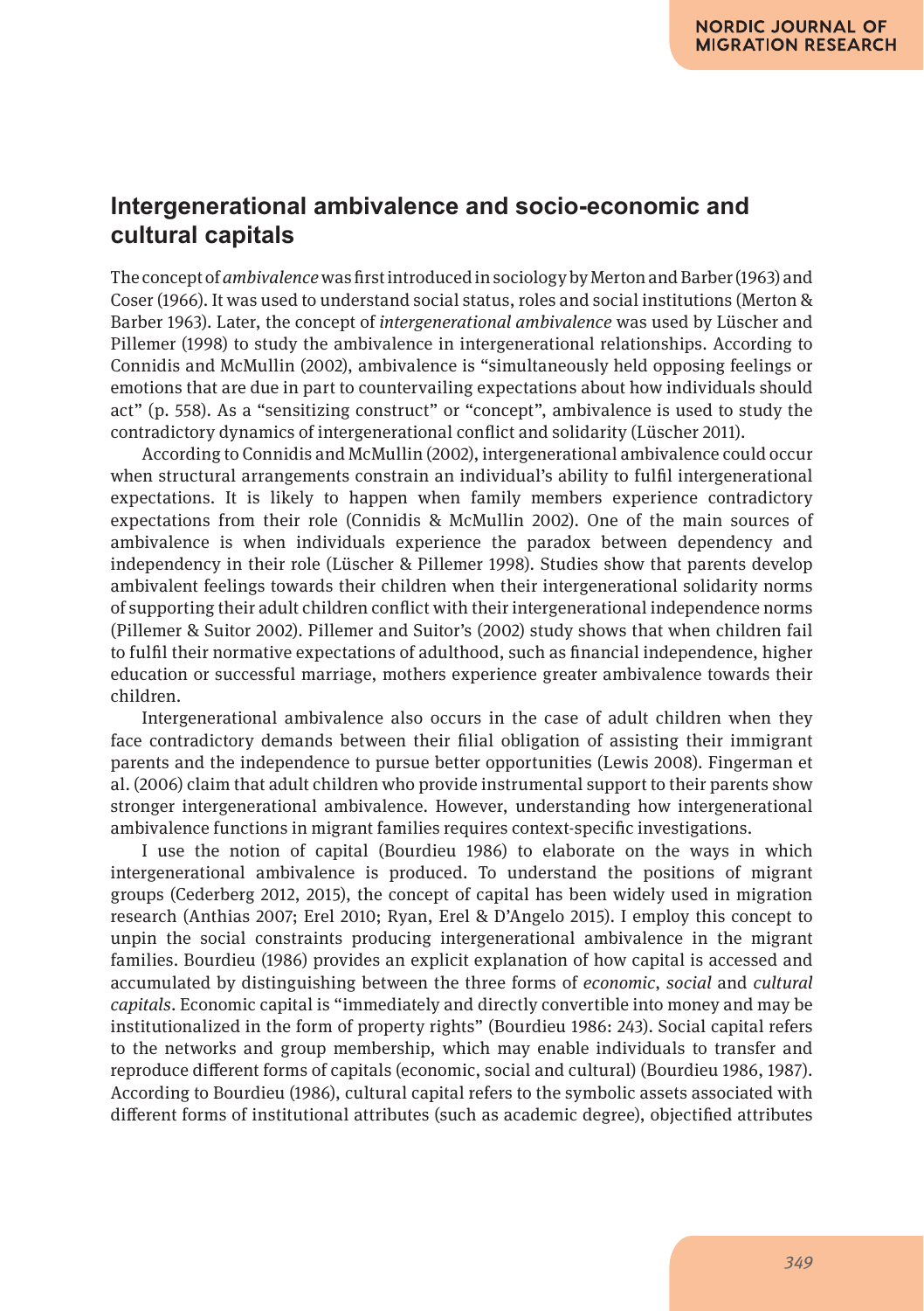## Intergenerational ambivalence and socio-economic and cultural capitals

The concept of *ambivalence* was first introduced in sociology by Merton and Barber (1963) and Coser (1966). It was used to understand social status, roles and social institutions (Merton & Barber 1963). Later, the concept of *intergenerational ambivalence* was used by Lüscher and Pillemer (1998) to study the ambivalence in intergenerational relationships. According to Connidis and McMullin (2002), ambivalence is "simultaneously held opposing feelings or emotions that are due in part to countervailing expectations about how individuals should act" (p. 558). As a "sensitizing construct" or "concept", ambivalence is used to study the contradictory dynamics of intergenerational conflict and solidarity (Lüscher 2011).

According to Connidis and McMullin (2002), intergenerational ambivalence could occur when structural arrangements constrain an individual's ability to fulfil intergenerational expectations. It is likely to happen when family members experience contradictory expectations from their role (Connidis & McMullin 2002). One of the main sources of ambivalence is when individuals experience the paradox between dependency and independency in their role (Lüscher & Pillemer 1998). Studies show that parents develop ambivalent feelings towards their children when their intergenerational solidarity norms of supporting their adult children conflict with their intergenerational independence norms (Pillemer & Suitor 2002). Pillemer and Suitor's (2002) study shows that when children fail to fulfil their normative expectations of adulthood, such as financial independence, higher education or successful marriage, mothers experience greater ambivalence towards their children.

Intergenerational ambivalence also occurs in the case of adult children when they face contradictory demands between their filial obligation of assisting their immigrant parents and the independence to pursue better opportunities (Lewis 2008). Fingerman et al. (2006) claim that adult children who provide instrumental support to their parents show stronger intergenerational ambivalence. However, understanding how intergenerational ambivalence functions in migrant families requires context-specific investigations.

I use the notion of capital (Bourdieu 1986) to elaborate on the ways in which intergenerational ambivalence is produced. To understand the positions of migrant groups (Cederberg 2012, 2015), the concept of capital has been widely used in migration research (Anthias 2007; Erel 2010; Ryan, Erel & D'Angelo 2015). I employ this concept to unpin the social constraints producing intergenerational ambivalence in the migrant families. Bourdieu (1986) provides an explicit explanation of how capital is accessed and accumulated by distinguishing between the three forms of *economic*, *social* and *cultural capitals*. Economic capital is "immediately and directly convertible into money and may be institutionalized in the form of property rights" (Bourdieu 1986: 243). Social capital refers to the networks and group membership, which may enable individuals to transfer and reproduce different forms of capitals (economic, social and cultural) (Bourdieu 1986, 1987). According to Bourdieu (1986), cultural capital refers to the symbolic assets associated with different forms of institutional attributes (such as academic degree), objectified attributes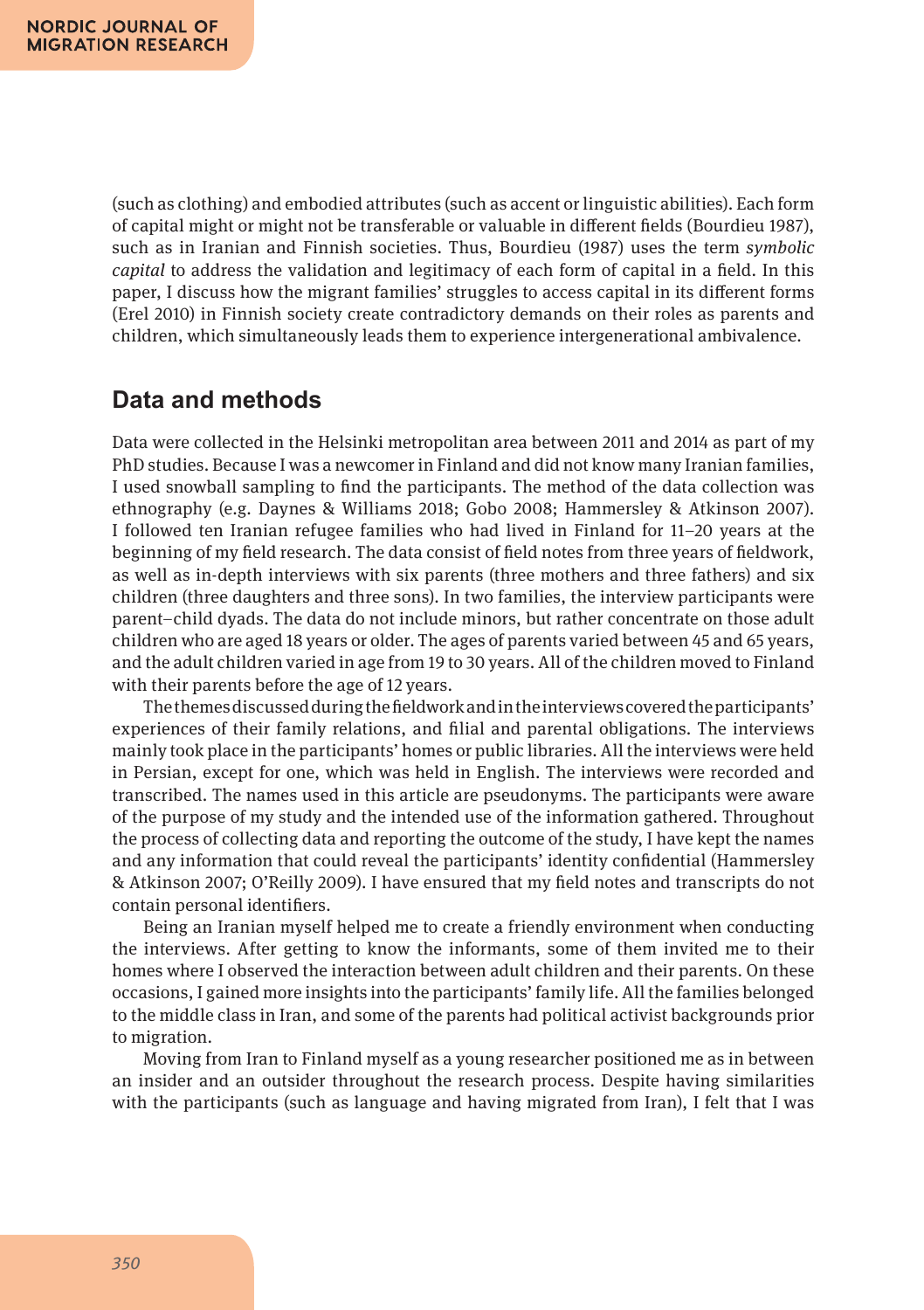(such as clothing) and embodied attributes (such as accent or linguistic abilities). Each form of capital might or might not be transferable or valuable in different fields (Bourdieu 1987), such as in Iranian and Finnish societies. Thus, Bourdieu (1987) uses the term *symbolic capital* to address the validation and legitimacy of each form of capital in a field. In this paper, I discuss how the migrant families' struggles to access capital in its different forms (Erel 2010) in Finnish society create contradictory demands on their roles as parents and children, which simultaneously leads them to experience intergenerational ambivalence.

## Data and methods

Data were collected in the Helsinki metropolitan area between 2011 and 2014 as part of my PhD studies. Because I was a newcomer in Finland and did not know many Iranian families, I used snowball sampling to find the participants. The method of the data collection was ethnography (e.g. Daynes & Williams 2018; Gobo 2008; Hammersley & Atkinson 2007). I followed ten Iranian refugee families who had lived in Finland for 11–20 years at the beginning of my field research. The data consist of field notes from three years of fieldwork, as well as in-depth interviews with six parents (three mothers and three fathers) and six children (three daughters and three sons). In two families, the interview participants were parent–child dyads. The data do not include minors, but rather concentrate on those adult children who are aged 18 years or older. The ages of parents varied between 45 and 65 years, and the adult children varied in age from 19 to 30 years. All of the children moved to Finland with their parents before the age of 12 years.

The themes discussed during the fieldwork and in the interviews covered the participants' experiences of their family relations, and filial and parental obligations. The interviews mainly took place in the participants' homes or public libraries. All the interviews were held in Persian, except for one, which was held in English. The interviews were recorded and transcribed. The names used in this article are pseudonyms. The participants were aware of the purpose of my study and the intended use of the information gathered. Throughout the process of collecting data and reporting the outcome of the study, I have kept the names and any information that could reveal the participants' identity confidential (Hammersley & Atkinson 2007; O'Reilly 2009). I have ensured that my field notes and transcripts do not contain personal identifiers.

Being an Iranian myself helped me to create a friendly environment when conducting the interviews. After getting to know the informants, some of them invited me to their homes where I observed the interaction between adult children and their parents. On these occasions, I gained more insights into the participants' family life. All the families belonged to the middle class in Iran, and some of the parents had political activist backgrounds prior to migration.

Moving from Iran to Finland myself as a young researcher positioned me as in between an insider and an outsider throughout the research process. Despite having similarities with the participants (such as language and having migrated from Iran), I felt that I was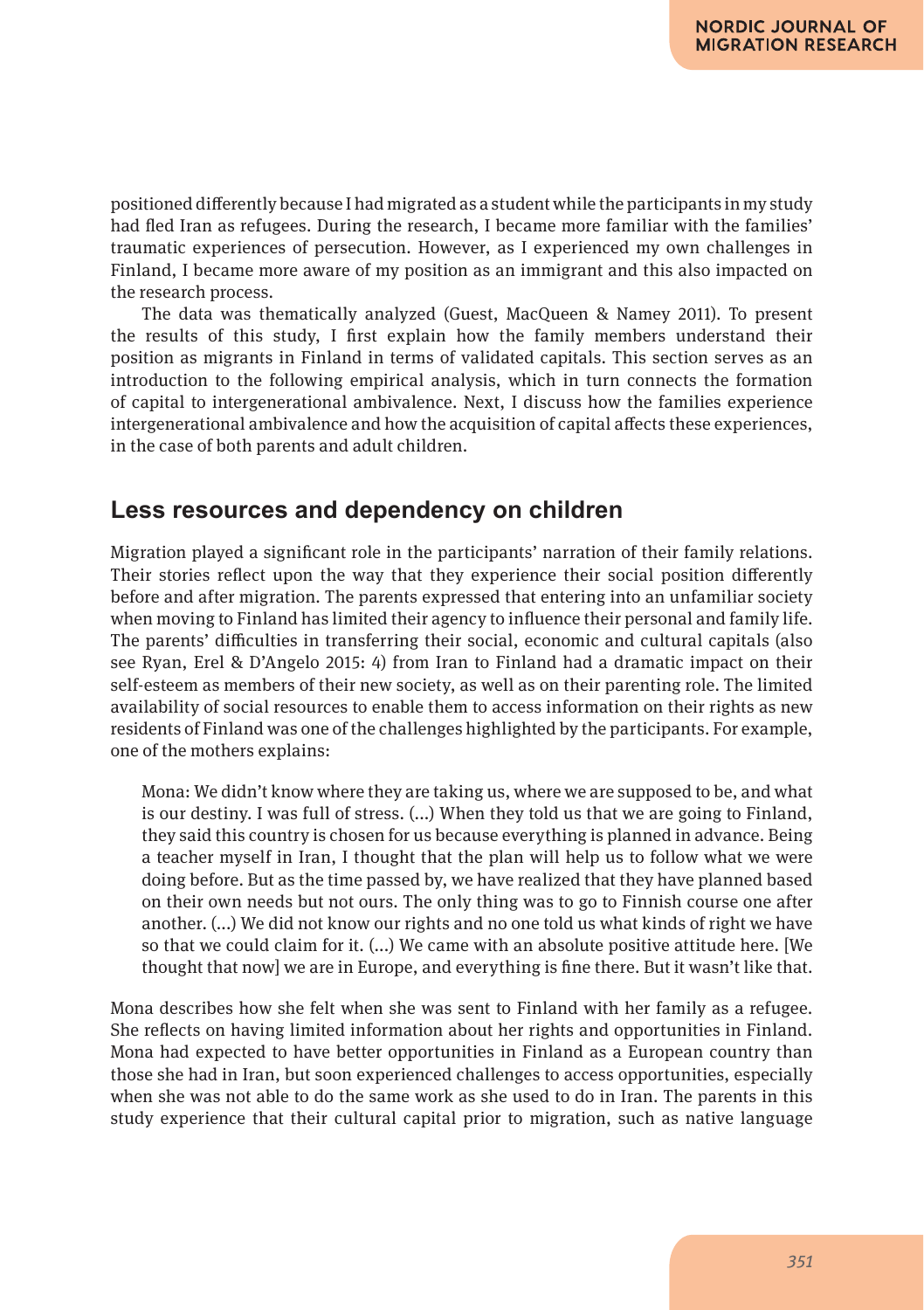positioned differently because I had migrated as a student while the participants in my study had fled Iran as refugees. During the research, I became more familiar with the families' traumatic experiences of persecution. However, as I experienced my own challenges in Finland, I became more aware of my position as an immigrant and this also impacted on the research process.

The data was thematically analyzed (Guest, MacQueen & Namey 2011). To present the results of this study, I first explain how the family members understand their position as migrants in Finland in terms of validated capitals. This section serves as an introduction to the following empirical analysis, which in turn connects the formation of capital to intergenerational ambivalence. Next, I discuss how the families experience intergenerational ambivalence and how the acquisition of capital affects these experiences, in the case of both parents and adult children.

## Less resources and dependency on children

Migration played a significant role in the participants' narration of their family relations. Their stories reflect upon the way that they experience their social position differently before and after migration. The parents expressed that entering into an unfamiliar society when moving to Finland has limited their agency to influence their personal and family life. The parents' difficulties in transferring their social, economic and cultural capitals (also see Ryan, Erel & D'Angelo 2015: 4) from Iran to Finland had a dramatic impact on their self-esteem as members of their new society, as well as on their parenting role. The limited availability of social resources to enable them to access information on their rights as new residents of Finland was one of the challenges highlighted by the participants. For example, one of the mothers explains:

> Mona: We didn't know where they are taking us, where we are supposed to be, and what is our destiny. I was full of stress. (...) When they told us that we are going to Finland, they said this country is chosen for us because everything is planned in advance. Being a teacher myself in Iran, I thought that the plan will help us to follow what we were doing before. But as the time passed by, we have realized that they have planned based on their own needs but not ours. The only thing was to go to Finnish course one after another. (...) We did not know our rights and no one told us what kinds of right we have so that we could claim for it. (...) We came with an absolute positive attitude here. [We thought that now] we are in Europe, and everything is fine there. But it wasn't like that.

Mona describes how she felt when she was sent to Finland with her family as a refugee. She reflects on having limited information about her rights and opportunities in Finland. Mona had expected to have better opportunities in Finland as a European country than those she had in Iran, but soon experienced challenges to access opportunities, especially when she was not able to do the same work as she used to do in Iran. The parents in this study experience that their cultural capital prior to migration, such as native language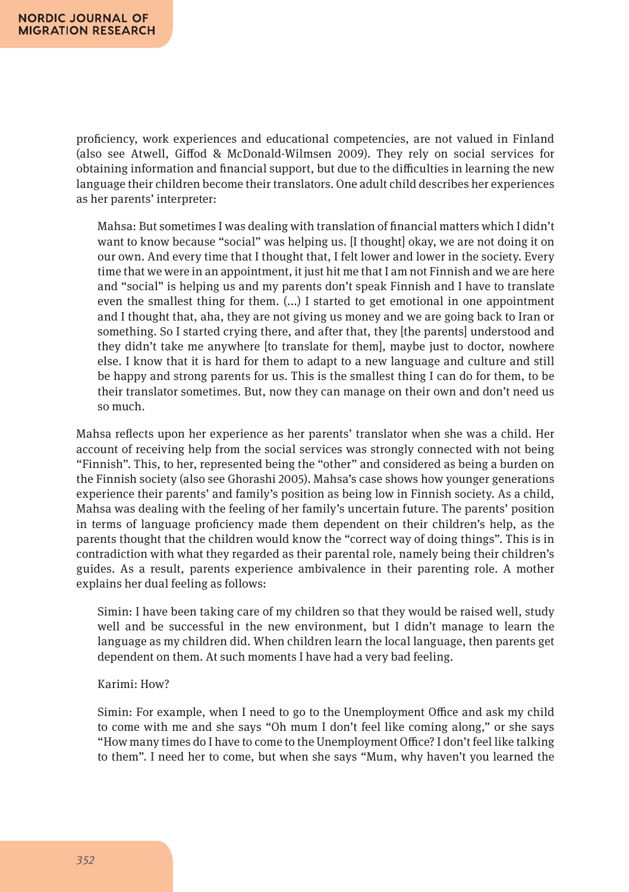proficiency, work experiences and educational competencies, are not valued in Finland (also see Atwell, Giffod & McDonald-Wilmsen 2009). They rely on social services for obtaining information and financial support, but due to the difficulties in learning the new language their children become their translators. One adult child describes her experiences as her parents' interpreter:

> Mahsa: But sometimes I was dealing with translation of financial matters which I didn't want to know because "social" was helping us. [I thought] okay, we are not doing it on our own. And every time that I thought that, I felt lower and lower in the society. Every time that we were in an appointment, it just hit me that I am not Finnish and we are here and "social" is helping us and my parents don't speak Finnish and I have to translate even the smallest thing for them. (...) I started to get emotional in one appointment and I thought that, aha, they are not giving us money and we are going back to Iran or something. So I started crying there, and after that, they [the parents] understood and they didn't take me anywhere [to translate for them], maybe just to doctor, nowhere else. I know that it is hard for them to adapt to a new language and culture and still be happy and strong parents for us. This is the smallest thing I can do for them, to be their translator sometimes. But, now they can manage on their own and don't need us so much.

Mahsa reflects upon her experience as her parents' translator when she was a child. Her account of receiving help from the social services was strongly connected with not being "Finnish". This, to her, represented being the "other" and considered as being a burden on the Finnish society (also see Ghorashi 2005). Mahsa's case shows how younger generations experience their parents' and family's position as being low in Finnish society. As a child, Mahsa was dealing with the feeling of her family's uncertain future. The parents' position in terms of language proficiency made them dependent on their children's help, as the parents thought that the children would know the "correct way of doing things". This is in contradiction with what they regarded as their parental role, namely being their children's guides. As a result, parents experience ambivalence in their parenting role. A mother explains her dual feeling as follows:

> Simin: I have been taking care of my children so that they would be raised well, study well and be successful in the new environment, but I didn't manage to learn the language as my children did. When children learn the local language, then parents get dependent on them. At such moments I have had a very bad feeling.
>
> Karimi: How?
>
> Simin: For example, when I need to go to the Unemployment Office and ask my child to come with me and she says "Oh mum I don't feel like coming along," or she says "How many times do I have to come to the Unemployment Office? I don't feel like talking to them". I need her to come, but when she says "Mum, why haven't you learned the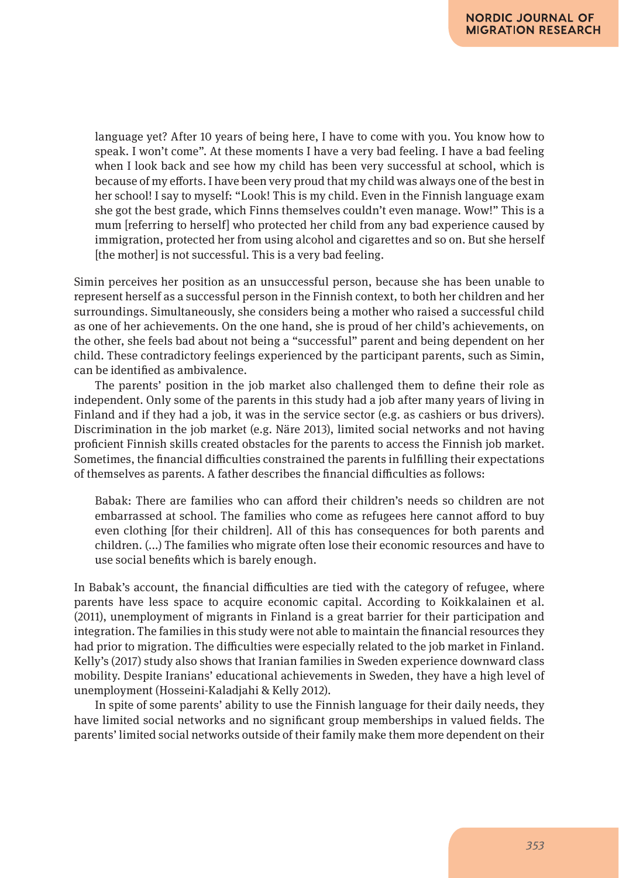> language yet? After 10 years of being here, I have to come with you. You know how to speak. I won't come". At these moments I have a very bad feeling. I have a bad feeling when I look back and see how my child has been very successful at school, which is because of my efforts. I have been very proud that my child was always one of the best in her school! I say to myself: "Look! This is my child. Even in the Finnish language exam she got the best grade, which Finns themselves couldn't even manage. Wow!" This is a mum [referring to herself] who protected her child from any bad experience caused by immigration, protected her from using alcohol and cigarettes and so on. But she herself [the mother] is not successful. This is a very bad feeling.

Simin perceives her position as an unsuccessful person, because she has been unable to represent herself as a successful person in the Finnish context, to both her children and her surroundings. Simultaneously, she considers being a mother who raised a successful child as one of her achievements. On the one hand, she is proud of her child's achievements, on the other, she feels bad about not being a "successful" parent and being dependent on her child. These contradictory feelings experienced by the participant parents, such as Simin, can be identified as ambivalence.

The parents' position in the job market also challenged them to define their role as independent. Only some of the parents in this study had a job after many years of living in Finland and if they had a job, it was in the service sector (e.g. as cashiers or bus drivers). Discrimination in the job market (e.g. Näre 2013), limited social networks and not having proficient Finnish skills created obstacles for the parents to access the Finnish job market. Sometimes, the financial difficulties constrained the parents in fulfilling their expectations of themselves as parents. A father describes the financial difficulties as follows:

> Babak: There are families who can afford their children's needs so children are not embarrassed at school. The families who come as refugees here cannot afford to buy even clothing [for their children]. All of this has consequences for both parents and children. (...) The families who migrate often lose their economic resources and have to use social benefits which is barely enough.

In Babak's account, the financial difficulties are tied with the category of refugee, where parents have less space to acquire economic capital. According to Koikkalainen et al. (2011), unemployment of migrants in Finland is a great barrier for their participation and integration. The families in this study were not able to maintain the financial resources they had prior to migration. The difficulties were especially related to the job market in Finland. Kelly's (2017) study also shows that Iranian families in Sweden experience downward class mobility. Despite Iranians' educational achievements in Sweden, they have a high level of unemployment (Hosseini-Kaladjahi & Kelly 2012).

In spite of some parents' ability to use the Finnish language for their daily needs, they have limited social networks and no significant group memberships in valued fields. The parents' limited social networks outside of their family make them more dependent on their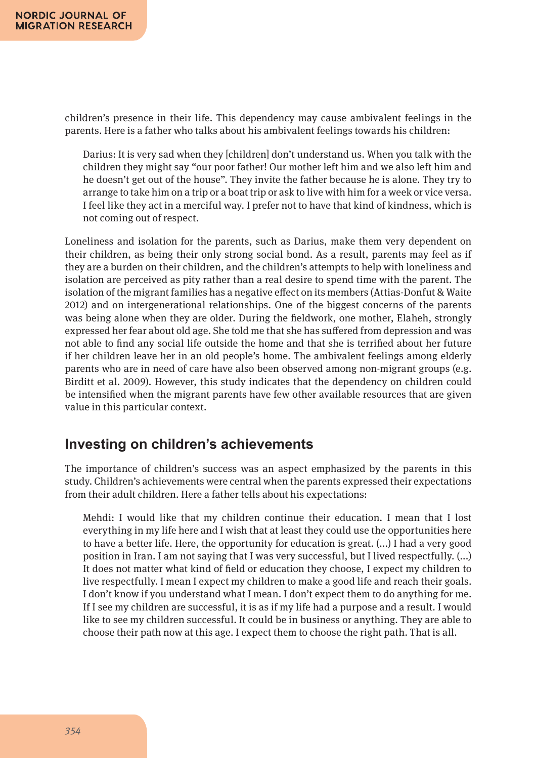children's presence in their life. This dependency may cause ambivalent feelings in the parents. Here is a father who talks about his ambivalent feelings towards his children:

> Darius: It is very sad when they [children] don't understand us. When you talk with the children they might say "our poor father! Our mother left him and we also left him and he doesn't get out of the house". They invite the father because he is alone. They try to arrange to take him on a trip or a boat trip or ask to live with him for a week or vice versa. I feel like they act in a merciful way. I prefer not to have that kind of kindness, which is not coming out of respect.

Loneliness and isolation for the parents, such as Darius, make them very dependent on their children, as being their only strong social bond. As a result, parents may feel as if they are a burden on their children, and the children's attempts to help with loneliness and isolation are perceived as pity rather than a real desire to spend time with the parent. The isolation of the migrant families has a negative effect on its members (Attias-Donfut & Waite 2012) and on intergenerational relationships. One of the biggest concerns of the parents was being alone when they are older. During the fieldwork, one mother, Elaheh, strongly expressed her fear about old age. She told me that she has suffered from depression and was not able to find any social life outside the home and that she is terrified about her future if her children leave her in an old people's home. The ambivalent feelings among elderly parents who are in need of care have also been observed among non-migrant groups (e.g. Birditt et al. 2009). However, this study indicates that the dependency on children could be intensified when the migrant parents have few other available resources that are given value in this particular context.

## Investing on children's achievements

The importance of children's success was an aspect emphasized by the parents in this study. Children's achievements were central when the parents expressed their expectations from their adult children. Here a father tells about his expectations:

> Mehdi: I would like that my children continue their education. I mean that I lost everything in my life here and I wish that at least they could use the opportunities here to have a better life. Here, the opportunity for education is great. (...) I had a very good position in Iran. I am not saying that I was very successful, but I lived respectfully. (...) It does not matter what kind of field or education they choose, I expect my children to live respectfully. I mean I expect my children to make a good life and reach their goals. I don't know if you understand what I mean. I don't expect them to do anything for me. If I see my children are successful, it is as if my life had a purpose and a result. I would like to see my children successful. It could be in business or anything. They are able to choose their path now at this age. I expect them to choose the right path. That is all.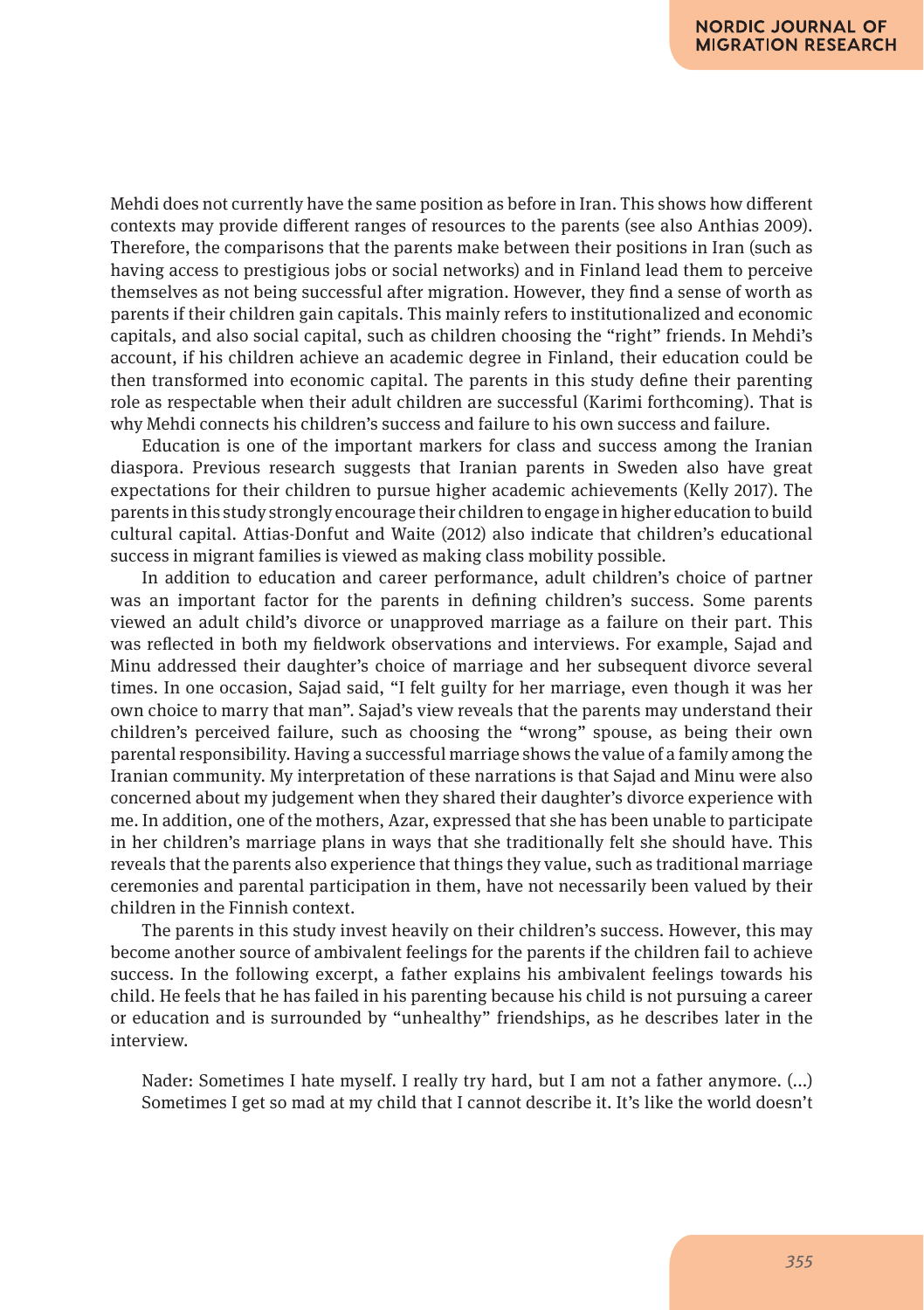Mehdi does not currently have the same position as before in Iran. This shows how different contexts may provide different ranges of resources to the parents (see also Anthias 2009). Therefore, the comparisons that the parents make between their positions in Iran (such as having access to prestigious jobs or social networks) and in Finland lead them to perceive themselves as not being successful after migration. However, they find a sense of worth as parents if their children gain capitals. This mainly refers to institutionalized and economic capitals, and also social capital, such as children choosing the "right" friends. In Mehdi's account, if his children achieve an academic degree in Finland, their education could be then transformed into economic capital. The parents in this study define their parenting role as respectable when their adult children are successful (Karimi forthcoming). That is why Mehdi connects his children's success and failure to his own success and failure.

Education is one of the important markers for class and success among the Iranian diaspora. Previous research suggests that Iranian parents in Sweden also have great expectations for their children to pursue higher academic achievements (Kelly 2017). The parents in this study strongly encourage their children to engage in higher education to build cultural capital. Attias-Donfut and Waite (2012) also indicate that children's educational success in migrant families is viewed as making class mobility possible.

In addition to education and career performance, adult children's choice of partner was an important factor for the parents in defining children's success. Some parents viewed an adult child's divorce or unapproved marriage as a failure on their part. This was reflected in both my fieldwork observations and interviews. For example, Sajad and Minu addressed their daughter's choice of marriage and her subsequent divorce several times. In one occasion, Sajad said, "I felt guilty for her marriage, even though it was her own choice to marry that man". Sajad's view reveals that the parents may understand their children's perceived failure, such as choosing the "wrong" spouse, as being their own parental responsibility. Having a successful marriage shows the value of a family among the Iranian community. My interpretation of these narrations is that Sajad and Minu were also concerned about my judgement when they shared their daughter's divorce experience with me. In addition, one of the mothers, Azar, expressed that she has been unable to participate in her children's marriage plans in ways that she traditionally felt she should have. This reveals that the parents also experience that things they value, such as traditional marriage ceremonies and parental participation in them, have not necessarily been valued by their children in the Finnish context.

The parents in this study invest heavily on their children's success. However, this may become another source of ambivalent feelings for the parents if the children fail to achieve success. In the following excerpt, a father explains his ambivalent feelings towards his child. He feels that he has failed in his parenting because his child is not pursuing a career or education and is surrounded by "unhealthy" friendships, as he describes later in the interview.

> Nader: Sometimes I hate myself. I really try hard, but I am not a father anymore. (...) Sometimes I get so mad at my child that I cannot describe it. It's like the world doesn't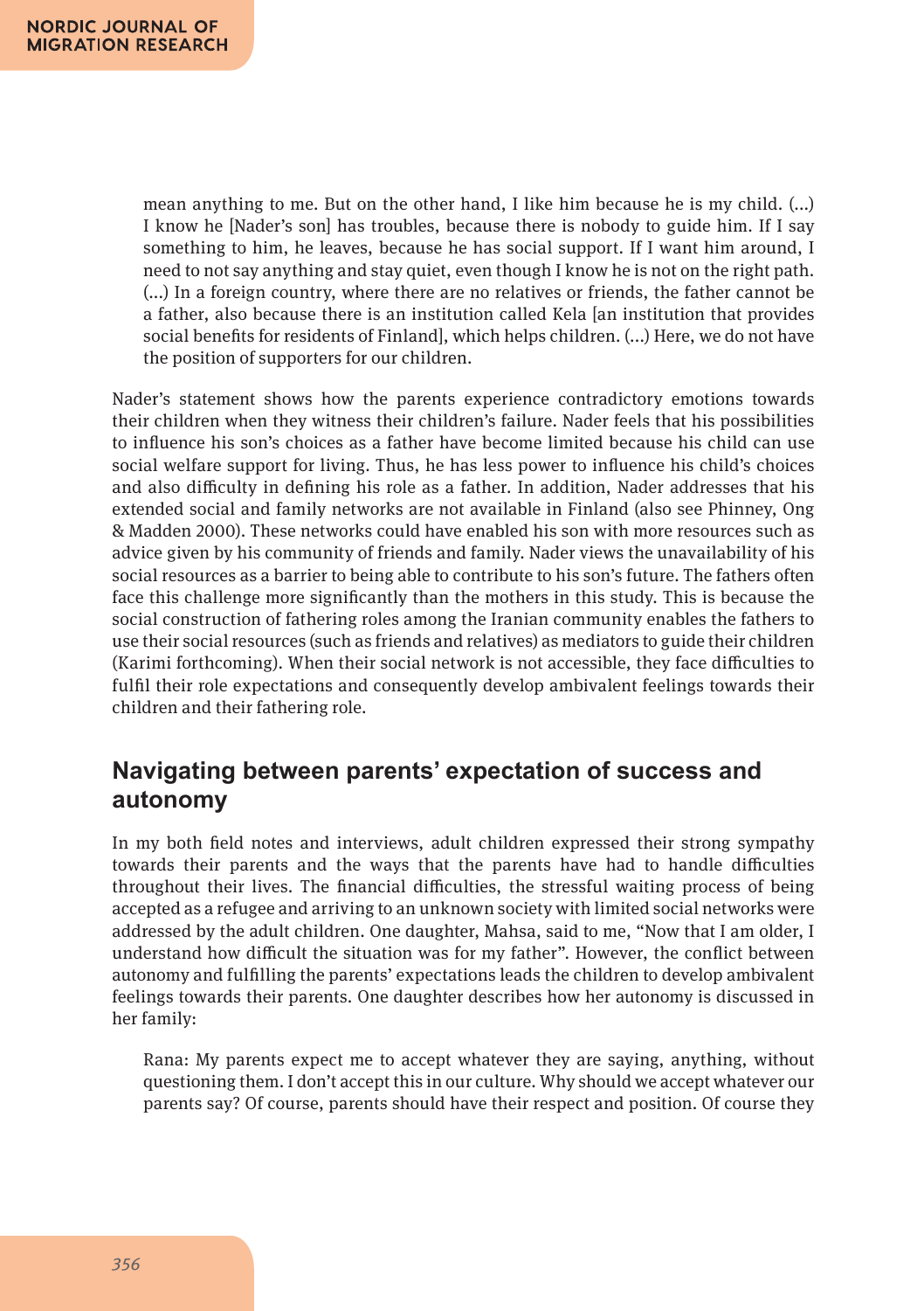> mean anything to me. But on the other hand, I like him because he is my child. (...) I know he [Nader's son] has troubles, because there is nobody to guide him. If I say something to him, he leaves, because he has social support. If I want him around, I need to not say anything and stay quiet, even though I know he is not on the right path. (...) In a foreign country, where there are no relatives or friends, the father cannot be a father, also because there is an institution called Kela [an institution that provides social benefits for residents of Finland], which helps children. (...) Here, we do not have the position of supporters for our children.

Nader's statement shows how the parents experience contradictory emotions towards their children when they witness their children's failure. Nader feels that his possibilities to influence his son's choices as a father have become limited because his child can use social welfare support for living. Thus, he has less power to influence his child's choices and also difficulty in defining his role as a father. In addition, Nader addresses that his extended social and family networks are not available in Finland (also see Phinney, Ong & Madden 2000). These networks could have enabled his son with more resources such as advice given by his community of friends and family. Nader views the unavailability of his social resources as a barrier to being able to contribute to his son's future. The fathers often face this challenge more significantly than the mothers in this study. This is because the social construction of fathering roles among the Iranian community enables the fathers to use their social resources (such as friends and relatives) as mediators to guide their children (Karimi forthcoming). When their social network is not accessible, they face difficulties to fulfil their role expectations and consequently develop ambivalent feelings towards their children and their fathering role.

## Navigating between parents' expectation of success and autonomy

In my both field notes and interviews, adult children expressed their strong sympathy towards their parents and the ways that the parents have had to handle difficulties throughout their lives. The financial difficulties, the stressful waiting process of being accepted as a refugee and arriving to an unknown society with limited social networks were addressed by the adult children. One daughter, Mahsa, said to me, "Now that I am older, I understand how difficult the situation was for my father". However, the conflict between autonomy and fulfilling the parents' expectations leads the children to develop ambivalent feelings towards their parents. One daughter describes how her autonomy is discussed in her family:

> Rana: My parents expect me to accept whatever they are saying, anything, without questioning them. I don't accept this in our culture. Why should we accept whatever our parents say? Of course, parents should have their respect and position. Of course they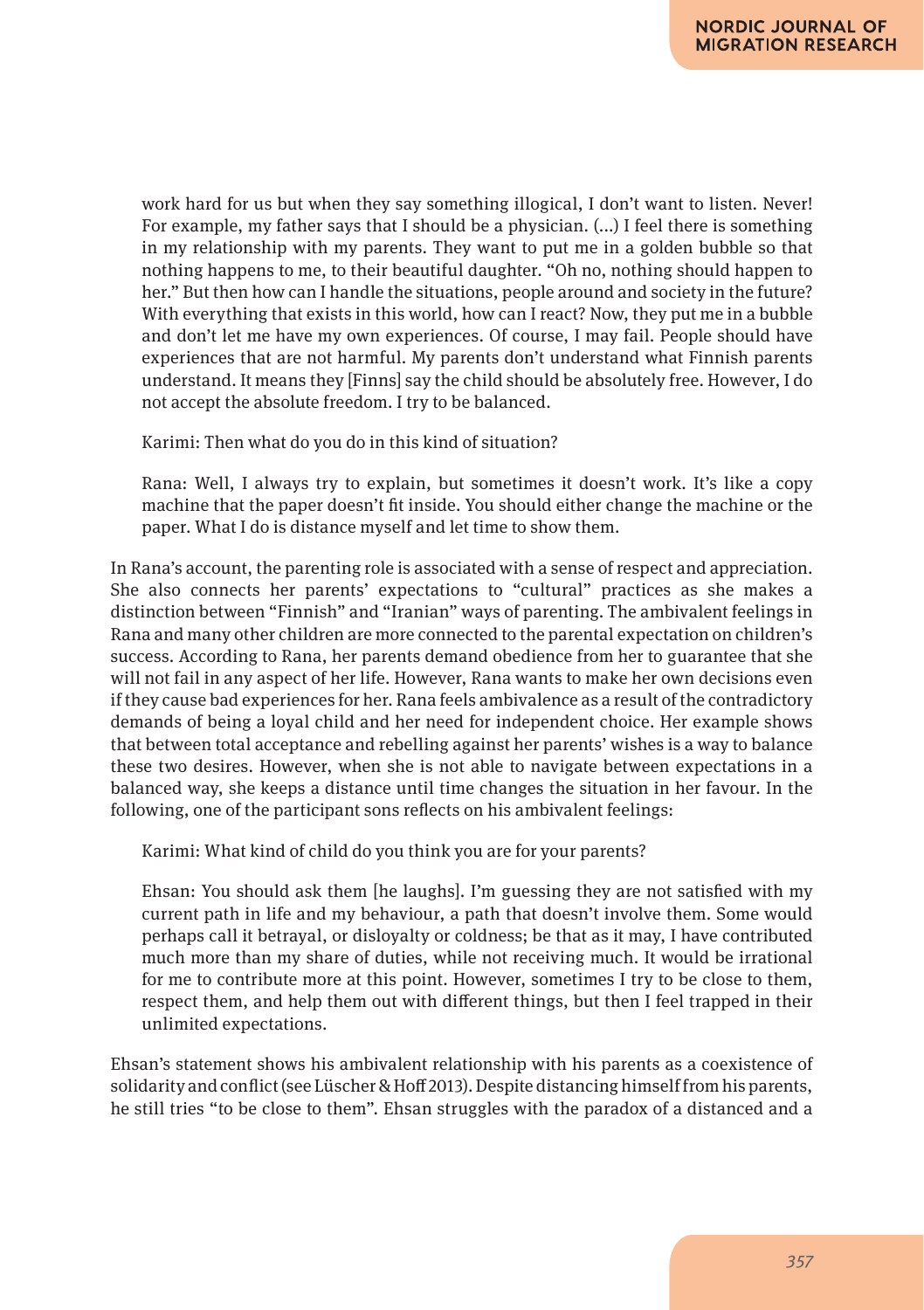work hard for us but when they say something illogical, I don't want to listen. Never! For example, my father says that I should be a physician. (…) I feel there is something in my relationship with my parents. They want to put me in a golden bubble so that nothing happens to me, to their beautiful daughter. "Oh no, nothing should happen to her." But then how can I handle the situations, people around and society in the future? With everything that exists in this world, how can I react? Now, they put me in a bubble and don't let me have my own experiences. Of course, I may fail. People should have experiences that are not harmful. My parents don't understand what Finnish parents understand. It means they [Finns] say the child should be absolutely free. However, I do not accept the absolute freedom. I try to be balanced.

Karimi: Then what do you do in this kind of situation?

Rana: Well, I always try to explain, but sometimes it doesn't work. It's like a copy machine that the paper doesn't fit inside. You should either change the machine or the paper. What I do is distance myself and let time to show them.

In Rana's account, the parenting role is associated with a sense of respect and appreciation. She also connects her parents' expectations to "cultural" practices as she makes a distinction between "Finnish" and "Iranian" ways of parenting. The ambivalent feelings in Rana and many other children are more connected to the parental expectation on children's success. According to Rana, her parents demand obedience from her to guarantee that she will not fail in any aspect of her life. However, Rana wants to make her own decisions even if they cause bad experiences for her. Rana feels ambivalence as a result of the contradictory demands of being a loyal child and her need for independent choice. Her example shows that between total acceptance and rebelling against her parents' wishes is a way to balance these two desires. However, when she is not able to navigate between expectations in a balanced way, she keeps a distance until time changes the situation in her favour. In the following, one of the participant sons reflects on his ambivalent feelings:

Karimi: What kind of child do you think you are for your parents?

Ehsan: You should ask them [he laughs]. I'm guessing they are not satisfied with my current path in life and my behaviour, a path that doesn't involve them. Some would perhaps call it betrayal, or disloyalty or coldness; be that as it may, I have contributed much more than my share of duties, while not receiving much. It would be irrational for me to contribute more at this point. However, sometimes I try to be close to them, respect them, and help them out with different things, but then I feel trapped in their unlimited expectations.

Ehsan's statement shows his ambivalent relationship with his parents as a coexistence of solidarity and conflict (see Lüscher & Hoff 2013). Despite distancing himself from his parents, he still tries "to be close to them". Ehsan struggles with the paradox of a distanced and a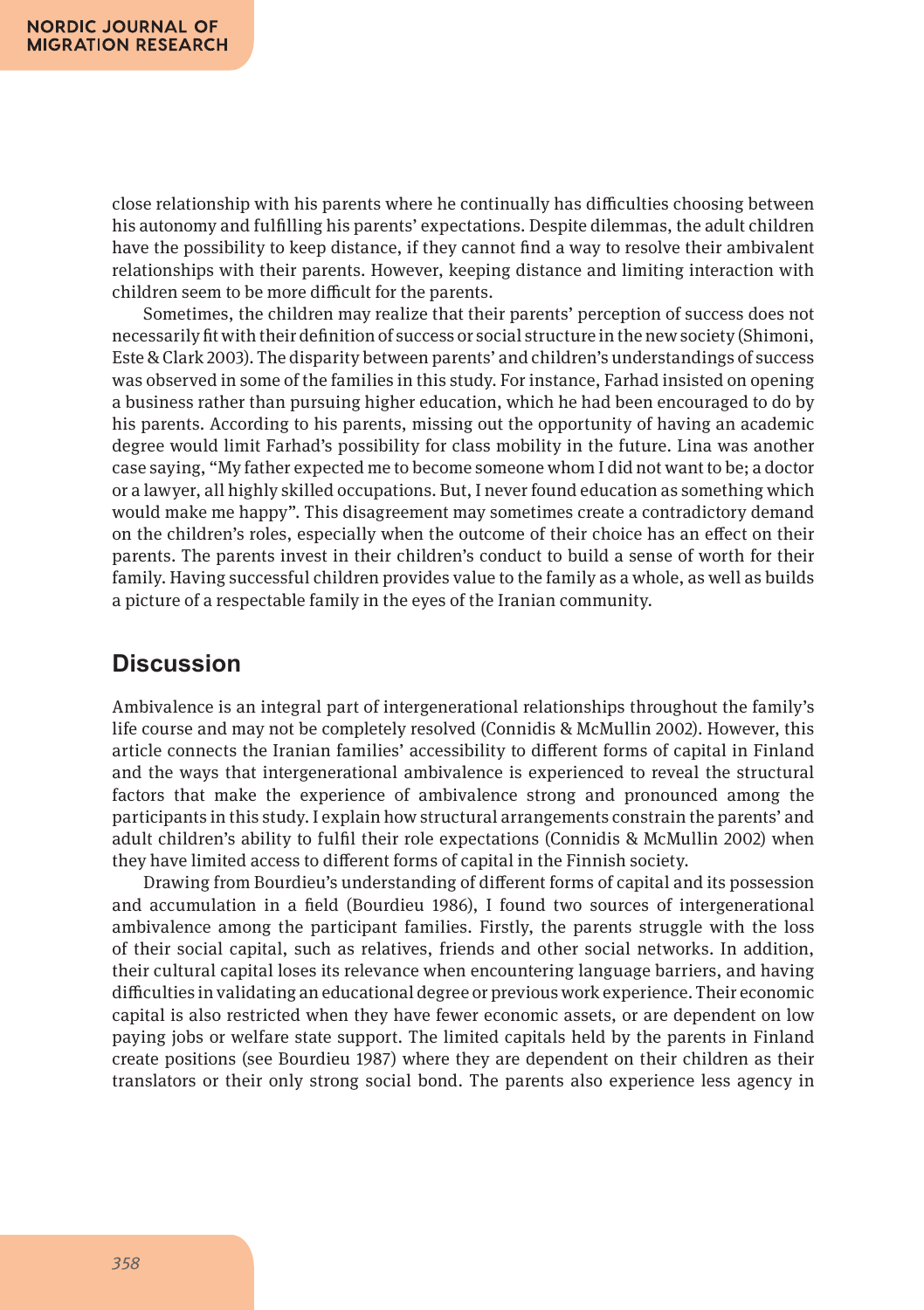close relationship with his parents where he continually has difficulties choosing between his autonomy and fulfilling his parents' expectations. Despite dilemmas, the adult children have the possibility to keep distance, if they cannot find a way to resolve their ambivalent relationships with their parents. However, keeping distance and limiting interaction with children seem to be more difficult for the parents.

Sometimes, the children may realize that their parents' perception of success does not necessarily fit with their definition of success or social structure in the new society (Shimoni, Este & Clark 2003). The disparity between parents' and children's understandings of success was observed in some of the families in this study. For instance, Farhad insisted on opening a business rather than pursuing higher education, which he had been encouraged to do by his parents. According to his parents, missing out the opportunity of having an academic degree would limit Farhad's possibility for class mobility in the future. Lina was another case saying, "My father expected me to become someone whom I did not want to be; a doctor or a lawyer, all highly skilled occupations. But, I never found education as something which would make me happy". This disagreement may sometimes create a contradictory demand on the children's roles, especially when the outcome of their choice has an effect on their parents. The parents invest in their children's conduct to build a sense of worth for their family. Having successful children provides value to the family as a whole, as well as builds a picture of a respectable family in the eyes of the Iranian community.

## Discussion

Ambivalence is an integral part of intergenerational relationships throughout the family's life course and may not be completely resolved (Connidis & McMullin 2002). However, this article connects the Iranian families' accessibility to different forms of capital in Finland and the ways that intergenerational ambivalence is experienced to reveal the structural factors that make the experience of ambivalence strong and pronounced among the participants in this study. I explain how structural arrangements constrain the parents' and adult children's ability to fulfil their role expectations (Connidis & McMullin 2002) when they have limited access to different forms of capital in the Finnish society.

Drawing from Bourdieu's understanding of different forms of capital and its possession and accumulation in a field (Bourdieu 1986), I found two sources of intergenerational ambivalence among the participant families. Firstly, the parents struggle with the loss of their social capital, such as relatives, friends and other social networks. In addition, their cultural capital loses its relevance when encountering language barriers, and having difficulties in validating an educational degree or previous work experience. Their economic capital is also restricted when they have fewer economic assets, or are dependent on low paying jobs or welfare state support. The limited capitals held by the parents in Finland create positions (see Bourdieu 1987) where they are dependent on their children as their translators or their only strong social bond. The parents also experience less agency in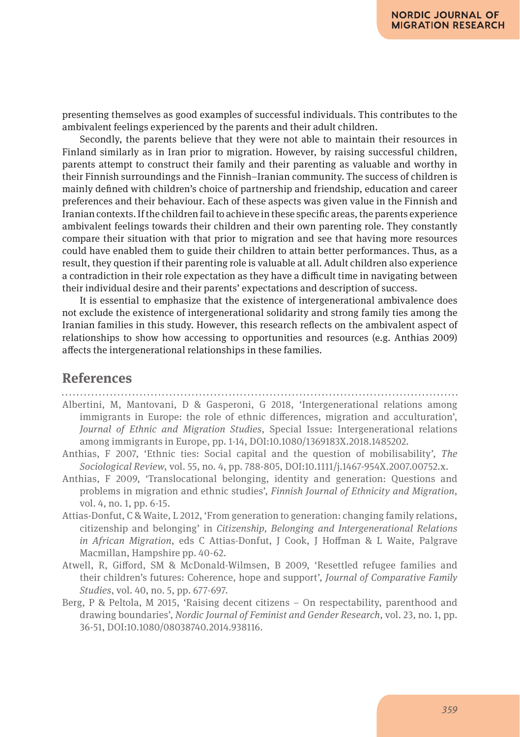presenting themselves as good examples of successful individuals. This contributes to the ambivalent feelings experienced by the parents and their adult children.

Secondly, the parents believe that they were not able to maintain their resources in Finland similarly as in Iran prior to migration. However, by raising successful children, parents attempt to construct their family and their parenting as valuable and worthy in their Finnish surroundings and the Finnish–Iranian community. The success of children is mainly defined with children's choice of partnership and friendship, education and career preferences and their behaviour. Each of these aspects was given value in the Finnish and Iranian contexts. If the children fail to achieve in these specific areas, the parents experience ambivalent feelings towards their children and their own parenting role. They constantly compare their situation with that prior to migration and see that having more resources could have enabled them to guide their children to attain better performances. Thus, as a result, they question if their parenting role is valuable at all. Adult children also experience a contradiction in their role expectation as they have a difficult time in navigating between their individual desire and their parents' expectations and description of success.

It is essential to emphasize that the existence of intergenerational ambivalence does not exclude the existence of intergenerational solidarity and strong family ties among the Iranian families in this study. However, this research reflects on the ambivalent aspect of relationships to show how accessing to opportunities and resources (e.g. Anthias 2009) affects the intergenerational relationships in these families.

## References

Albertini, M, Mantovani, D & Gasperoni, G 2018, 'Intergenerational relations among immigrants in Europe: the role of ethnic differences, migration and acculturation', *Journal of Ethnic and Migration Studies*, Special Issue: Intergenerational relations among immigrants in Europe, pp. 1-14, DOI:10.1080/1369183X.2018.1485202.

Anthias, F 2007, 'Ethnic ties: Social capital and the question of mobilisability', *The Sociological Review*, vol. 55, no. 4, pp. 788-805, DOI:10.1111/j.1467-954X.2007.00752.x.

Anthias, F 2009, 'Translocational belonging, identity and generation: Questions and problems in migration and ethnic studies', *Finnish Journal of Ethnicity and Migration*, vol. 4, no. 1, pp. 6-15.

Attias-Donfut, C & Waite, L 2012, 'From generation to generation: changing family relations, citizenship and belonging' in *Citizenship, Belonging and Intergenerational Relations in African Migration*, eds C Attias-Donfut, J Cook, J Hoffman & L Waite, Palgrave Macmillan, Hampshire pp. 40-62.

Atwell, R, Gifford, SM & McDonald-Wilmsen, B 2009, 'Resettled refugee families and their children's futures: Coherence, hope and support', *Journal of Comparative Family Studies*, vol. 40, no. 5, pp. 677-697.

Berg, P & Peltola, M 2015, 'Raising decent citizens – On respectability, parenthood and drawing boundaries', *Nordic Journal of Feminist and Gender Research*, vol. 23, no. 1, pp. 36-51, DOI:10.1080/08038740.2014.938116.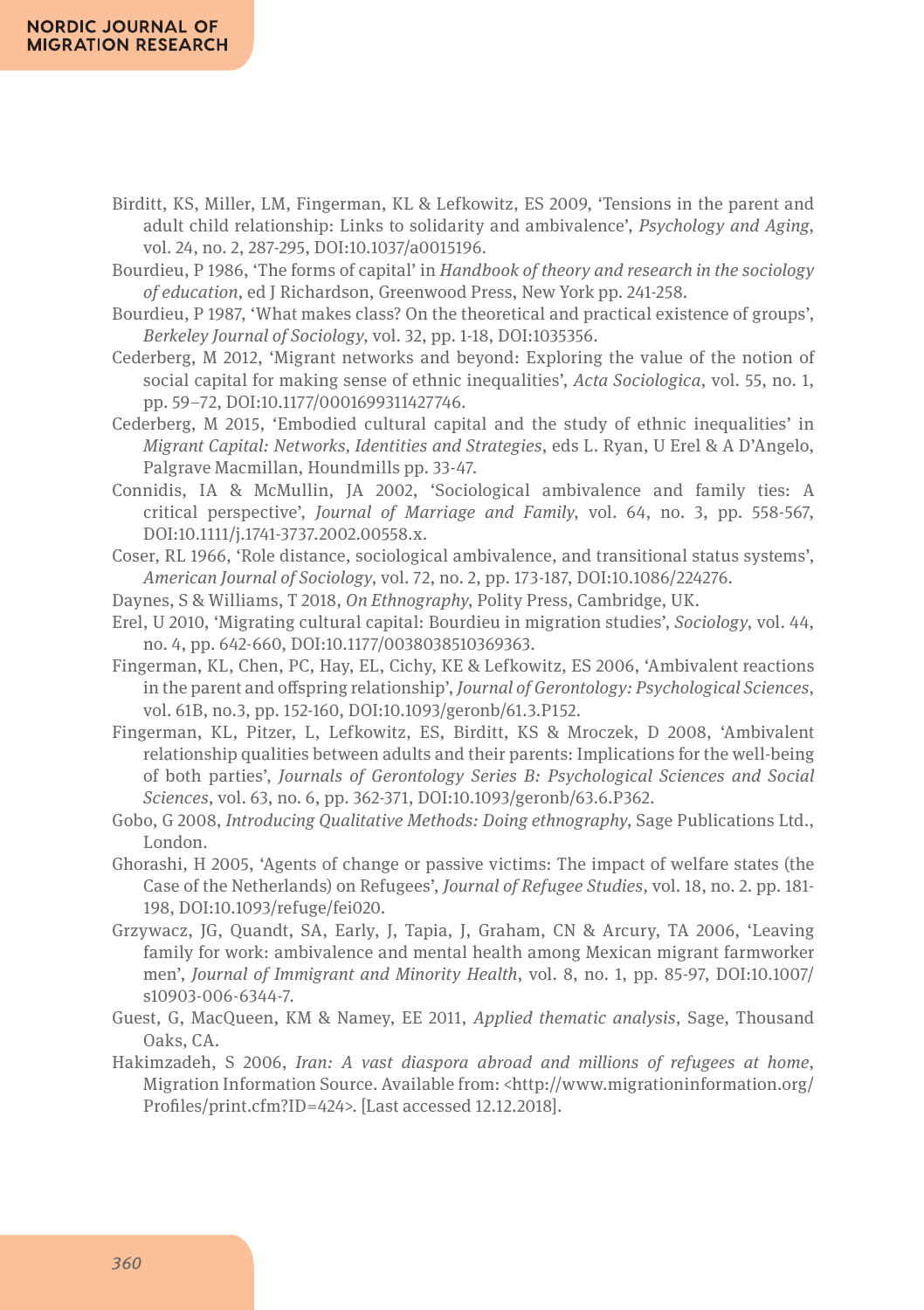Birditt, KS, Miller, LM, Fingerman, KL & Lefkowitz, ES 2009, 'Tensions in the parent and adult child relationship: Links to solidarity and ambivalence', *Psychology and Aging*, vol. 24, no. 2, 287-295, DOI:10.1037/a0015196.

Bourdieu, P 1986, 'The forms of capital' in *Handbook of theory and research in the sociology of education*, ed J Richardson, Greenwood Press, New York pp. 241-258.

Bourdieu, P 1987, 'What makes class? On the theoretical and practical existence of groups', *Berkeley Journal of Sociology*, vol. 32, pp. 1-18, DOI:1035356.

Cederberg, M 2012, 'Migrant networks and beyond: Exploring the value of the notion of social capital for making sense of ethnic inequalities', *Acta Sociologica*, vol. 55, no. 1, pp. 59–72, DOI:10.1177/0001699311427746.

Cederberg, M 2015, 'Embodied cultural capital and the study of ethnic inequalities' in *Migrant Capital: Networks, Identities and Strategies*, eds L. Ryan, U Erel & A D'Angelo, Palgrave Macmillan, Houndmills pp. 33-47.

Connidis, IA & McMullin, JA 2002, 'Sociological ambivalence and family ties: A critical perspective', *Journal of Marriage and Family*, vol. 64, no. 3, pp. 558-567, DOI:10.1111/j.1741-3737.2002.00558.x.

Coser, RL 1966, 'Role distance, sociological ambivalence, and transitional status systems', *American Journal of Sociology*, vol. 72, no. 2, pp. 173-187, DOI:10.1086/224276.

Daynes, S & Williams, T 2018, *On Ethnography*, Polity Press, Cambridge, UK.

Erel, U 2010, 'Migrating cultural capital: Bourdieu in migration studies', *Sociology*, vol. 44, no. 4, pp. 642-660, DOI:10.1177/0038038510369363.

Fingerman, KL, Chen, PC, Hay, EL, Cichy, KE & Lefkowitz, ES 2006, 'Ambivalent reactions in the parent and offspring relationship', *Journal of Gerontology: Psychological Sciences*, vol. 61B, no.3, pp. 152-160, DOI:10.1093/geronb/61.3.P152.

Fingerman, KL, Pitzer, L, Lefkowitz, ES, Birditt, KS & Mroczek, D 2008, 'Ambivalent relationship qualities between adults and their parents: Implications for the well-being of both parties', *Journals of Gerontology Series B: Psychological Sciences and Social Sciences*, vol. 63, no. 6, pp. 362-371, DOI:10.1093/geronb/63.6.P362.

Gobo, G 2008, *Introducing Qualitative Methods: Doing ethnography*, Sage Publications Ltd., London.

Ghorashi, H 2005, 'Agents of change or passive victims: The impact of welfare states (the Case of the Netherlands) on Refugees', *Journal of Refugee Studies*, vol. 18, no. 2. pp. 181-198, DOI:10.1093/refuge/fei020.

Grzywacz, JG, Quandt, SA, Early, J, Tapia, J, Graham, CN & Arcury, TA 2006, 'Leaving family for work: ambivalence and mental health among Mexican migrant farmworker men', *Journal of Immigrant and Minority Health*, vol. 8, no. 1, pp. 85-97, DOI:10.1007/s10903-006-6344-7.

Guest, G, MacQueen, KM & Namey, EE 2011, *Applied thematic analysis*, Sage, Thousand Oaks, CA.

Hakimzadeh, S 2006, *Iran: A vast diaspora abroad and millions of refugees at home*, Migration Information Source. Available from: <http://www.migrationinformation.org/Profiles/print.cfm?ID=424>. [Last accessed 12.12.2018].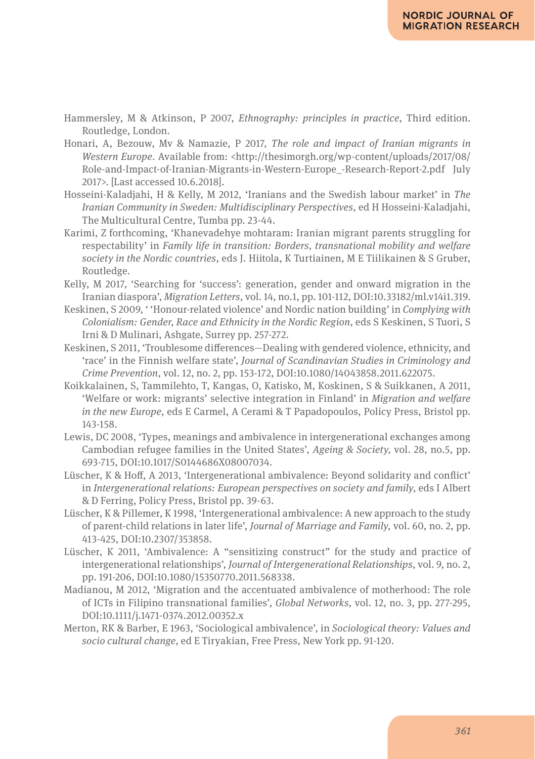Hammersley, M & Atkinson, P 2007, *Ethnography: principles in practice*, Third edition. Routledge, London.

Honari, A, Bezouw, Mv & Namazie, P 2017, *The role and impact of Iranian migrants in Western Europe*. Available from: <http://thesimorgh.org/wp-content/uploads/2017/08/Role-and-Impact-of-Iranian-Migrants-in-Western-Europe_-Research-Report-2.pdf July 2017>. [Last accessed 10.6.2018].

Hosseini-Kaladjahi, H & Kelly, M 2012, 'Iranians and the Swedish labour market' in *The Iranian Community in Sweden: Multidisciplinary Perspectives*, ed H Hosseini-Kaladjahi, The Multicultural Centre, Tumba pp. 23-44.

Karimi, Z forthcoming, 'Khanevadehye mohtaram: Iranian migrant parents struggling for respectability' in *Family life in transition: Borders, transnational mobility and welfare society in the Nordic countries*, eds J. Hiitola, K Turtiainen, M E Tiilikainen & S Gruber, Routledge.

Kelly, M 2017, 'Searching for 'success': generation, gender and onward migration in the Iranian diaspora', *Migration Letters*, vol. 14, no.1, pp. 101-112, DOI:10.33182/ml.v14i1.319.

Keskinen, S 2009, ' 'Honour-related violence' and Nordic nation building' in *Complying with Colonialism: Gender, Race and Ethnicity in the Nordic Region*, eds S Keskinen, S Tuori, S Irni & D Mulinari, Ashgate, Surrey pp. 257-272.

Keskinen, S 2011, 'Troublesome differences—Dealing with gendered violence, ethnicity, and 'race' in the Finnish welfare state', *Journal of Scandinavian Studies in Criminology and Crime Prevention*, vol. 12, no. 2, pp. 153-172, DOI:10.1080/14043858.2011.622075.

Koikkalainen, S, Tammilehto, T, Kangas, O, Katisko, M, Koskinen, S & Suikkanen, A 2011, 'Welfare or work: migrants' selective integration in Finland' in *Migration and welfare in the new Europe*, eds E Carmel, A Cerami & T Papadopoulos, Policy Press, Bristol pp. 143-158.

Lewis, DC 2008, 'Types, meanings and ambivalence in intergenerational exchanges among Cambodian refugee families in the United States', *Ageing & Society*, vol. 28, no.5, pp. 693-715, DOI:10.1017/S0144686X08007034.

Lüscher, K & Hoff, A 2013, 'Intergenerational ambivalence: Beyond solidarity and conflict' in *Intergenerational relations: European perspectives on society and family*, eds I Albert & D Ferring, Policy Press, Bristol pp. 39-63.

Lüscher, K & Pillemer, K 1998, 'Intergenerational ambivalence: A new approach to the study of parent-child relations in later life', *Journal of Marriage and Family*, vol. 60, no. 2, pp. 413-425, DOI:10.2307/353858.

Lüscher, K 2011, 'Ambivalence: A "sensitizing construct" for the study and practice of intergenerational relationships', *Journal of Intergenerational Relationships*, vol. 9, no. 2, pp. 191-206, DOI:10.1080/15350770.2011.568338.

Madianou, M 2012, 'Migration and the accentuated ambivalence of motherhood: The role of ICTs in Filipino transnational families', *Global Networks*, vol. 12, no. 3, pp. 277-295, DOI:10.1111/j.1471-0374.2012.00352.x

Merton, RK & Barber, E 1963, 'Sociological ambivalence', in *Sociological theory: Values and socio cultural change*, ed E Tiryakian, Free Press, New York pp. 91-120.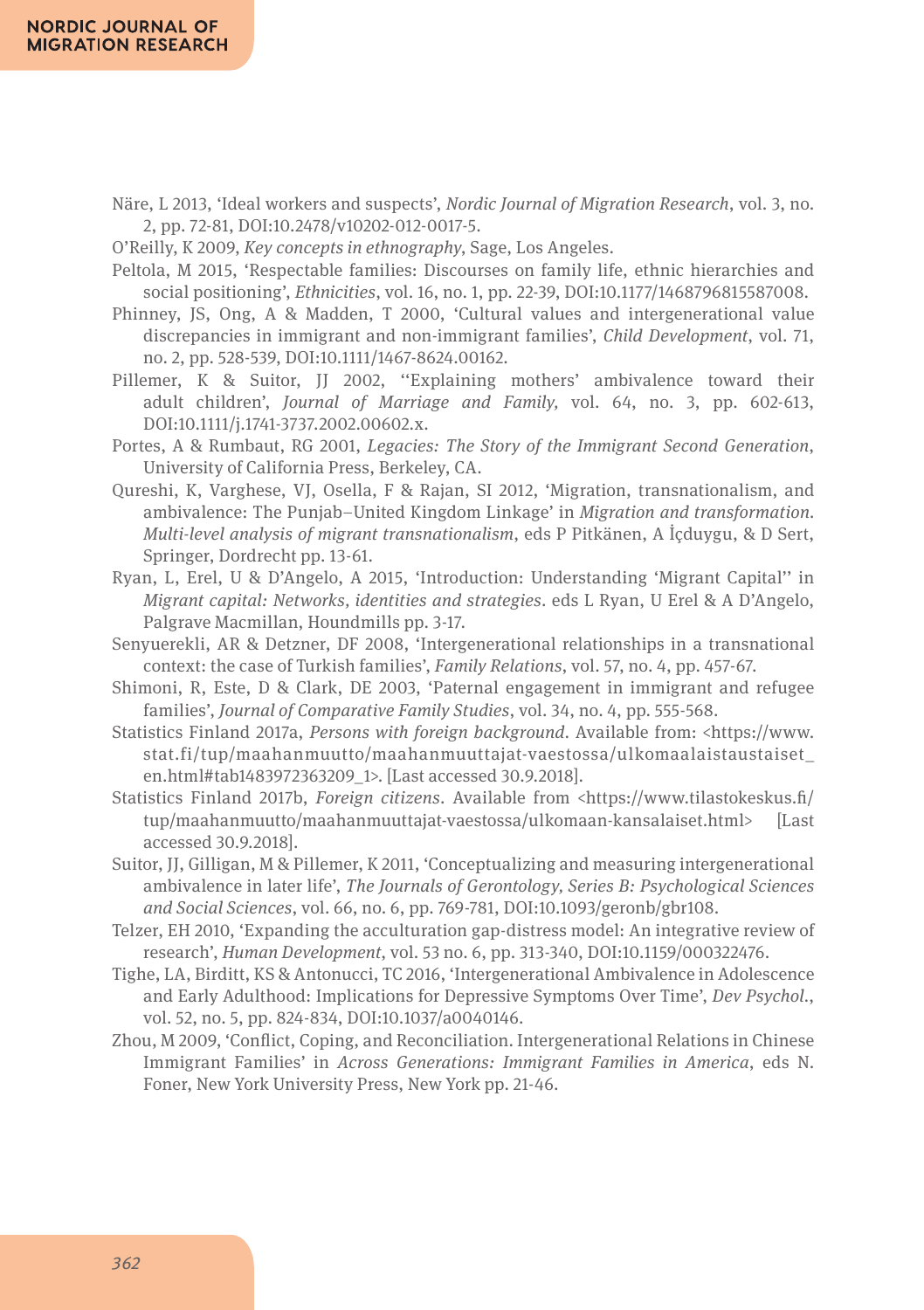Näre, L 2013, 'Ideal workers and suspects', *Nordic Journal of Migration Research*, vol. 3, no. 2, pp. 72-81, DOI:10.2478/v10202-012-0017-5.

O'Reilly, K 2009, *Key concepts in ethnography*, Sage, Los Angeles.

Peltola, M 2015, 'Respectable families: Discourses on family life, ethnic hierarchies and social positioning', *Ethnicities*, vol. 16, no. 1, pp. 22-39, DOI:10.1177/1468796815587008.

Phinney, JS, Ong, A & Madden, T 2000, 'Cultural values and intergenerational value discrepancies in immigrant and non-immigrant families', *Child Development*, vol. 71, no. 2, pp. 528-539, DOI:10.1111/1467-8624.00162.

Pillemer, K & Suitor, JJ 2002, ''Explaining mothers' ambivalence toward their adult children', *Journal of Marriage and Family,* vol. 64, no. 3, pp. 602-613, DOI:10.1111/j.1741-3737.2002.00602.x.

Portes, A & Rumbaut, RG 2001, *Legacies: The Story of the Immigrant Second Generation*, University of California Press, Berkeley, CA.

Qureshi, K, Varghese, VJ, Osella, F & Rajan, SI 2012, 'Migration, transnationalism, and ambivalence: The Punjab–United Kingdom Linkage' in *Migration and transformation. Multi-level analysis of migrant transnationalism*, eds P Pitkänen, A İçduygu, & D Sert, Springer, Dordrecht pp. 13-61.

Ryan, L, Erel, U & D'Angelo, A 2015, 'Introduction: Understanding 'Migrant Capital'' in *Migrant capital: Networks, identities and strategies*. eds L Ryan, U Erel & A D'Angelo, Palgrave Macmillan, Houndmills pp. 3-17.

Senyuerekli, AR & Detzner, DF 2008, 'Intergenerational relationships in a transnational context: the case of Turkish families', *Family Relations*, vol. 57, no. 4, pp. 457-67.

Shimoni, R, Este, D & Clark, DE 2003, 'Paternal engagement in immigrant and refugee families', *Journal of Comparative Family Studies*, vol. 34, no. 4, pp. 555-568.

Statistics Finland 2017a, *Persons with foreign background*. Available from: <https://www.stat.fi/tup/maahanmuutto/maahanmuuttajat-vaestossa/ulkomaalaistaustaiset_en.html#tab1483972363209_1>. [Last accessed 30.9.2018].

Statistics Finland 2017b, *Foreign citizens*. Available from <https://www.tilastokeskus.fi/tup/maahanmuutto/maahanmuuttajat-vaestossa/ulkomaan-kansalaiset.html> [Last accessed 30.9.2018].

Suitor, JJ, Gilligan, M & Pillemer, K 2011, 'Conceptualizing and measuring intergenerational ambivalence in later life', *The Journals of Gerontology, Series B: Psychological Sciences and Social Sciences*, vol. 66, no. 6, pp. 769-781, DOI:10.1093/geronb/gbr108.

Telzer, EH 2010, 'Expanding the acculturation gap-distress model: An integrative review of research', *Human Development*, vol. 53 no. 6, pp. 313-340, DOI:10.1159/000322476.

Tighe, LA, Birditt, KS & Antonucci, TC 2016, 'Intergenerational Ambivalence in Adolescence and Early Adulthood: Implications for Depressive Symptoms Over Time', *Dev Psychol.*, vol. 52, no. 5, pp. 824-834, DOI:10.1037/a0040146.

Zhou, M 2009, 'Conflict, Coping, and Reconciliation. Intergenerational Relations in Chinese Immigrant Families' in *Across Generations: Immigrant Families in America*, eds N. Foner, New York University Press, New York pp. 21-46.